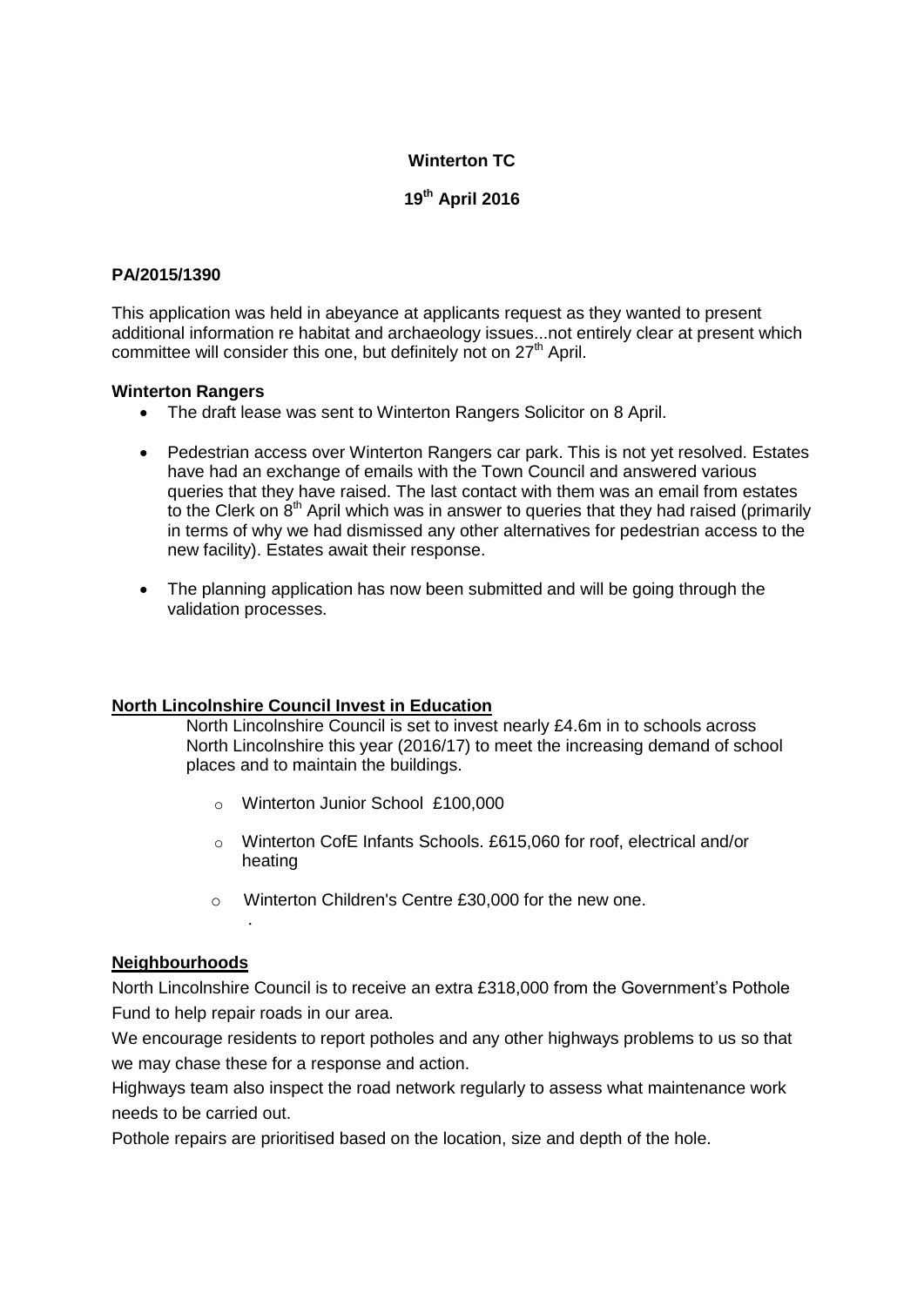**Winterton TC**

**19th April 2016**

**PA/2015/1390**

This application was held in abeyance at applicants request as they wanted to present additional information re habitat and archaeology issues...not entirely clear at present which committee will consider this one, but definitely not on 27th April.

**Winterton Rangers**

- The draft lease was sent to Winterton Rangers Solicitor on 8 April.
- Pedestrian access over Winterton Rangers car park. This is not yet resolved. Estates have had an exchange of emails with the Town Council and answered various queries that they have raised. The last contact with them was an email from estates to the Clerk on 8th April which was in answer to queries that they had raised (primarily in terms of why we had dismissed any other alternatives for pedestrian access to the new facility). Estates await their response.
- The planning application has now been submitted and will be going through the validation processes.

**<u>North Lincolnshire Council Invest in Education</u>**

North Lincolnshire Council is set to invest nearly £4.6m in to schools across North Lincolnshire this year (2016/17) to meet the increasing demand of school places and to maintain the buildings.

- Winterton Junior School £100,000
- Winterton CofE Infants Schools. £615,060 for roof, electrical and/or heating
- Winterton Children's Centre £30,000 for the new one.

**<u>Neighbourhoods</u>**

North Lincolnshire Council is to receive an extra £318,000 from the Government's Pothole Fund to help repair roads in our area.

We encourage residents to report potholes and any other highways problems to us so that we may chase these for a response and action.

Highways team also inspect the road network regularly to assess what maintenance work needs to be carried out.

Pothole repairs are prioritised based on the location, size and depth of the hole.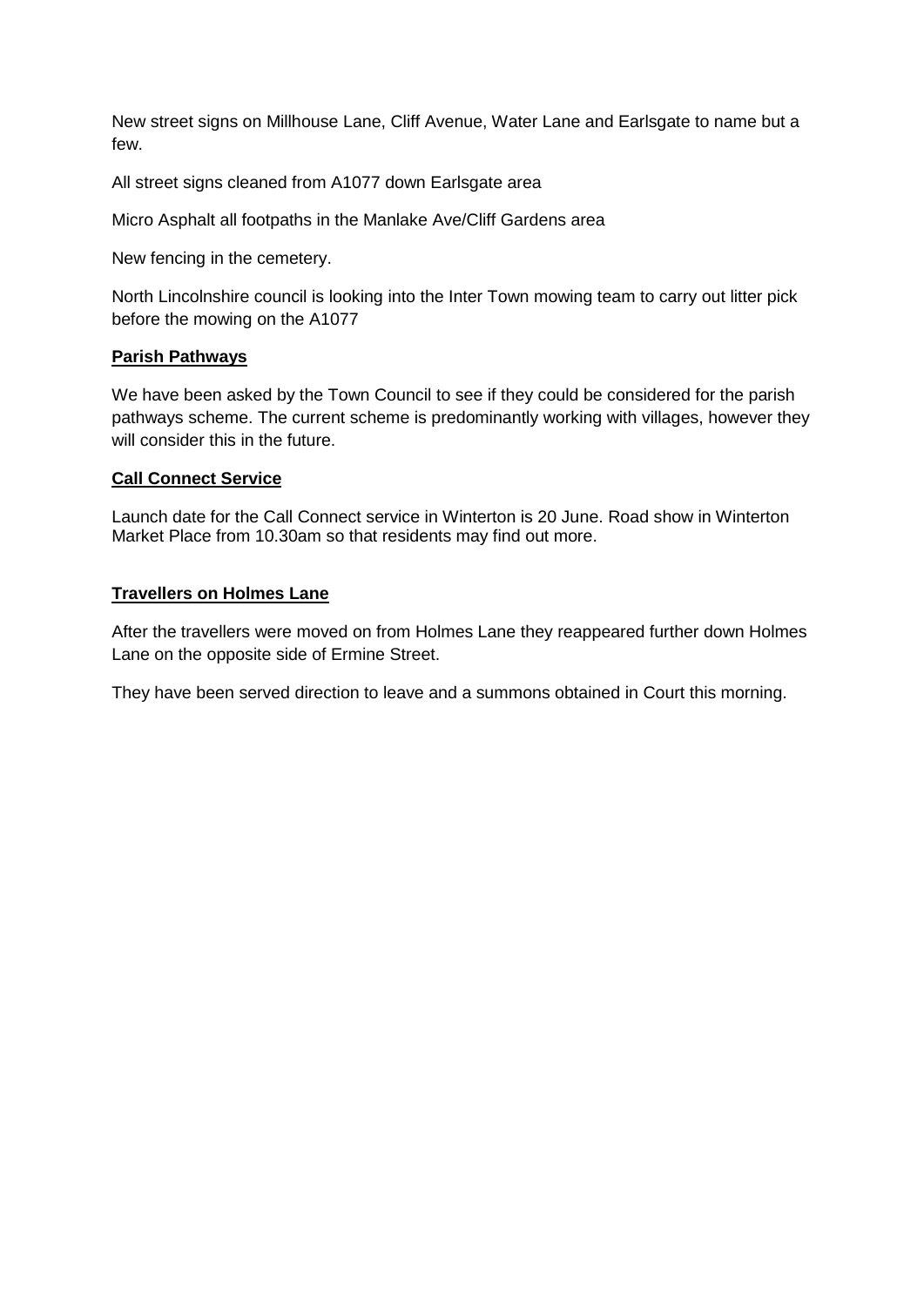New street signs on Millhouse Lane, Cliff Avenue, Water Lane and Earlsgate to name but a few.

All street signs cleaned from A1077 down Earlsgate area

Micro Asphalt all footpaths in the Manlake Ave/Cliff Gardens area

New fencing in the cemetery.

North Lincolnshire council is looking into the Inter Town mowing team to carry out litter pick before the mowing on the A1077

**Parish Pathways**

We have been asked by the Town Council to see if they could be considered for the parish pathways scheme. The current scheme is predominantly working with villages, however they will consider this in the future.

**Call Connect Service**

Launch date for the Call Connect service in Winterton is 20 June. Road show in Winterton Market Place from 10.30am so that residents may find out more.

**Travellers on Holmes Lane**

After the travellers were moved on from Holmes Lane they reappeared further down Holmes Lane on the opposite side of Ermine Street.

They have been served direction to leave and a summons obtained in Court this morning.